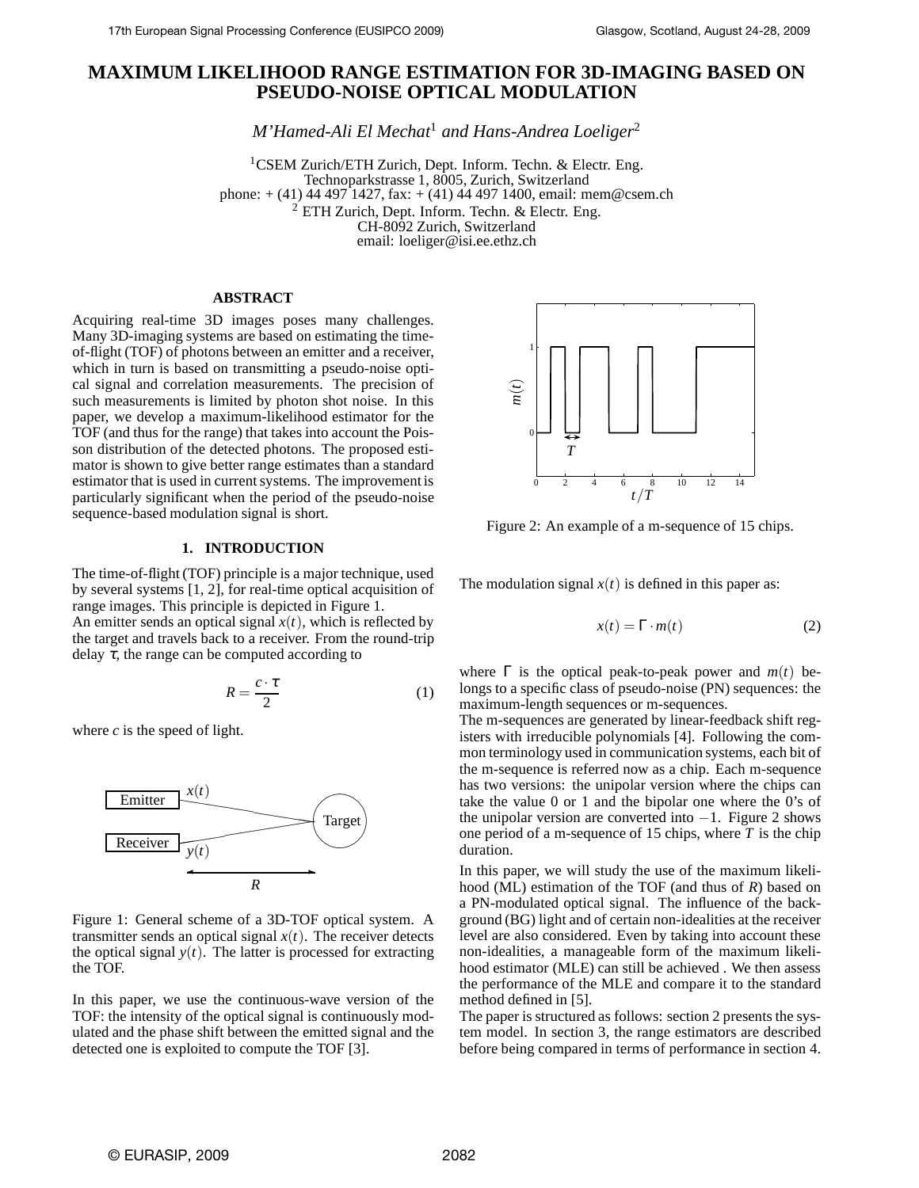# MAXIMUM LIKELIHOOD RANGE ESTIMATION FOR 3D-IMAGING BASED ON PSEUDO-NOISE OPTICAL MODULATION

*M'Hamed-Ali El Mechat*[1] *and Hans-Andrea Loeliger*[2]

[1]CSEM Zurich/ETH Zurich, Dept. Inform. Techn. & Electr. Eng.
Technoparkstrasse 1, 8005, Zurich, Switzerland
phone: + (41) 44 497 1427, fax: + (41) 44 497 1400, email: mem@csem.ch
[2] ETH Zurich, Dept. Inform. Techn. & Electr. Eng.
CH-8092 Zurich, Switzerland
email: loeliger@isi.ee.ethz.ch

### ABSTRACT

Acquiring real-time 3D images poses many challenges. Many 3D-imaging systems are based on estimating the time-of-flight (TOF) of photons between an emitter and a receiver, which in turn is based on transmitting a pseudo-noise optical signal and correlation measurements. The precision of such measurements is limited by photon shot noise. In this paper, we develop a maximum-likelihood estimator for the TOF (and thus for the range) that takes into account the Poisson distribution of the detected photons. The proposed estimator is shown to give better range estimates than a standard estimator that is used in current systems. The improvement is particularly significant when the period of the pseudo-noise sequence-based modulation signal is short.

## 1. INTRODUCTION

The time-of-flight (TOF) principle is a major technique, used by several systems [1, 2], for real-time optical acquisition of range images. This principle is depicted in Figure 1.
An emitter sends an optical signal $x(t)$, which is reflected by the target and travels back to a receiver. From the round-trip delay $\tau$, the range can be computed according to

$$R = \frac{c \cdot \tau}{2} \tag{1}$$

where $c$ is the speed of light.

Figure 1: General scheme of a 3D-TOF optical system. A transmitter sends an optical signal $x(t)$. The receiver detects the optical signal $y(t)$. The latter is processed for extracting the TOF.

In this paper, we use the continuous-wave version of the TOF: the intensity of the optical signal is continuously modulated and the phase shift between the emitted signal and the detected one is exploited to compute the TOF [3].

Figure 2: An example of a m-sequence of 15 chips.

The modulation signal $x(t)$ is defined in this paper as:

$$x(t) = \Gamma \cdot m(t) \tag{2}$$

where $\Gamma$ is the optical peak-to-peak power and $m(t)$ belongs to a specific class of pseudo-noise (PN) sequences: the maximum-length sequences or m-sequences.
The m-sequences are generated by linear-feedback shift registers with irreducible polynomials [4]. Following the common terminology used in communication systems, each bit of the m-sequence is referred now as a chip. Each m-sequence has two versions: the unipolar version where the chips can take the value 0 or 1 and the bipolar one where the 0's of the unipolar version are converted into $-1$. Figure 2 shows one period of a m-sequence of 15 chips, where $T$ is the chip duration.

In this paper, we will study the use of the maximum likelihood (ML) estimation of the TOF (and thus of $R$) based on a PN-modulated optical signal. The influence of the background (BG) light and of certain non-idealities at the receiver level are also considered. Even by taking into account these non-idealities, a manageable form of the maximum likelihood estimator (MLE) can still be achieved . We then assess the performance of the MLE and compare it to the standard method defined in [5].
The paper is structured as follows: section 2 presents the system model. In section 3, the range estimators are described before being compared in terms of performance in section 4.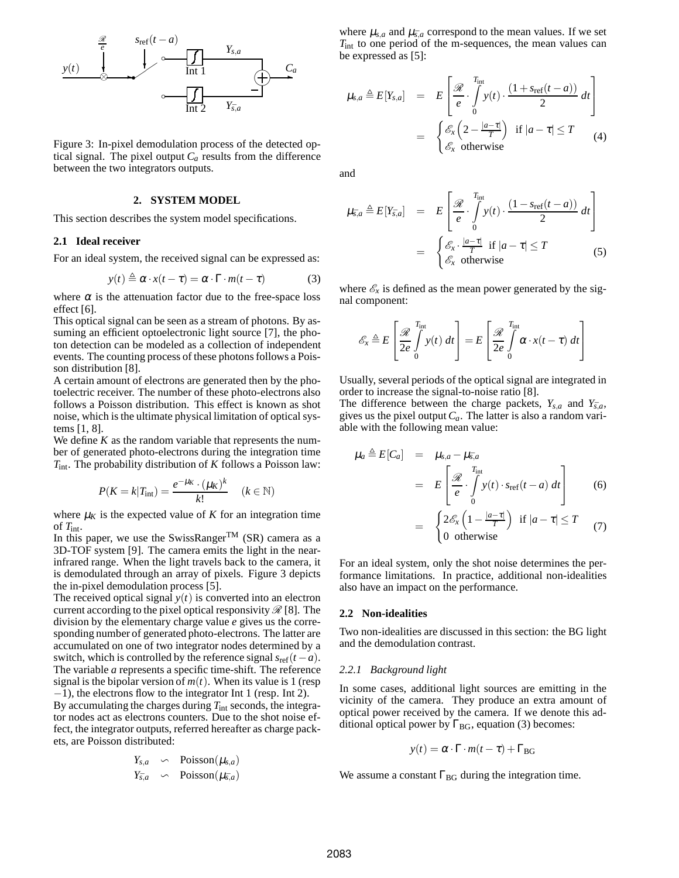Figure 3: In-pixel demodulation process of the detected optical signal. The pixel output $C_a$ results from the difference between the two integrators outputs.

## 2. SYSTEM MODEL

This section describes the system model specifications.

### 2.1 Ideal receiver

For an ideal system, the received signal can be expressed as:

$$y(t) \triangleq \alpha \cdot x(t-\tau) = \alpha \cdot \Gamma \cdot m(t-\tau) \tag{3}$$

where $\alpha$ is the attenuation factor due to the free-space loss effect [6].

This optical signal can be seen as a stream of photons. By assuming an efficient optoelectronic light source [7], the photon detection can be modeled as a collection of independent events. The counting process of these photons follows a Poisson distribution [8].

A certain amount of electrons are generated then by the photoelectric receiver. The number of these photo-electrons also follows a Poisson distribution. This effect is known as shot noise, which is the ultimate physical limitation of optical systems [1, 8].

We define $K$ as the random variable that represents the number of generated photo-electrons during the integration time $T_{\text{int}}$. The probability distribution of $K$ follows a Poisson law:

$$P(K=k|T_{\text{int}}) = \frac{e^{-\mu_K} \cdot (\mu_K)^k}{k!} \quad (k \in \mathbb{N})$$

where $\mu_K$ is the expected value of $K$ for an integration time of $T_{\text{int}}$.

In this paper, we use the SwissRanger™ (SR) camera as a 3D-TOF system [9]. The camera emits the light in the near-infrared range. When the light travels back to the camera, it is demodulated through an array of pixels. Figure 3 depicts the in-pixel demodulation process [5].

The received optical signal $y(t)$ is converted into an electron current according to the pixel optical responsivity $\mathscr{R}$ [8]. The division by the elementary charge value $e$ gives us the corresponding number of generated photo-electrons. The latter are accumulated on one of two integrator nodes determined by a switch, which is controlled by the reference signal $s_{\text{ref}}(t-a)$. The variable $a$ represents a specific time-shift. The reference signal is the bipolar version of $m(t)$. When its value is 1 (resp $-1$), the electrons flow to the integrator Int 1 (resp. Int 2).

By accumulating the charges during $T_{\text{int}}$ seconds, the integrator nodes act as electrons counters. Due to the shot noise effect, the integrator outputs, referred hereafter as charge packets, are Poisson distributed:

$$Y_{s,a} \backsim \text{Poisson}(\mu_{s,a})$$
$$Y_{\bar{s},a} \backsim \text{Poisson}(\mu_{\bar{s},a})$$

where $\mu_{s,a}$ and $\mu_{\bar{s},a}$ correspond to the mean values. If we set $T_{\text{int}}$ to one period of the m-sequences, the mean values can be expressed as [5]:

$$\mu_{s,a} \triangleq E[Y_{s,a}] = E\left[\frac{\mathscr{R}}{e} \cdot \int_0^{T_{\text{int}}} y(t) \cdot \frac{(1+s_{\text{ref}}(t-a))}{2}\, dt\right] = \begin{cases} \mathscr{E}_x\left(2 - \frac{|a-\tau|}{T}\right) & \text{if } |a-\tau| \le T \\ \mathscr{E}_x & \text{otherwise} \end{cases} \tag{4}$$

and

$$\mu_{\bar{s},a} \triangleq E[Y_{\bar{s},a}] = E\left[\frac{\mathscr{R}}{e} \cdot \int_0^{T_{\text{int}}} y(t) \cdot \frac{(1-s_{\text{ref}}(t-a))}{2}\, dt\right] = \begin{cases} \mathscr{E}_x \cdot \frac{|a-\tau|}{T} & \text{if } |a-\tau| \le T \\ \mathscr{E}_x & \text{otherwise} \end{cases} \tag{5}$$

where $\mathscr{E}_x$ is defined as the mean power generated by the signal component:

$$\mathscr{E}_x \triangleq E\left[\frac{\mathscr{R}}{2e}\int_0^{T_{\text{int}}} y(t)\, dt\right] = E\left[\frac{\mathscr{R}}{2e}\int_0^{T_{\text{int}}} \alpha \cdot x(t-\tau)\, dt\right]$$

Usually, several periods of the optical signal are integrated in order to increase the signal-to-noise ratio [8].

The difference between the charge packets, $Y_{s,a}$ and $Y_{\bar{s},a}$, gives us the pixel output $C_a$. The latter is also a random variable with the following mean value:

$$\mu_a \triangleq E[C_a] = \mu_{s,a} - \mu_{\bar{s},a}$$
$$= E\left[\frac{\mathscr{R}}{e} \cdot \int_0^{T_{\text{int}}} y(t) \cdot s_{\text{ref}}(t-a)\, dt\right] \tag{6}$$
$$= \begin{cases} 2\mathscr{E}_x\left(1 - \frac{|a-\tau|}{T}\right) & \text{if } |a-\tau| \le T \\ 0 & \text{otherwise} \end{cases} \tag{7}$$

For an ideal system, only the shot noise determines the performance limitations. In practice, additional non-idealities also have an impact on the performance.

### 2.2 Non-idealities

Two non-idealities are discussed in this section: the BG light and the demodulation contrast.

#### 2.2.1 Background light

In some cases, additional light sources are emitting in the vicinity of the camera. They produce an extra amount of optical power received by the camera. If we denote this additional optical power by $\Gamma_{\text{BG}}$, equation (3) becomes:

$$y(t) = \alpha \cdot \Gamma \cdot m(t-\tau) + \Gamma_{\text{BG}}$$

We assume a constant $\Gamma_{\text{BG}}$ during the integration time.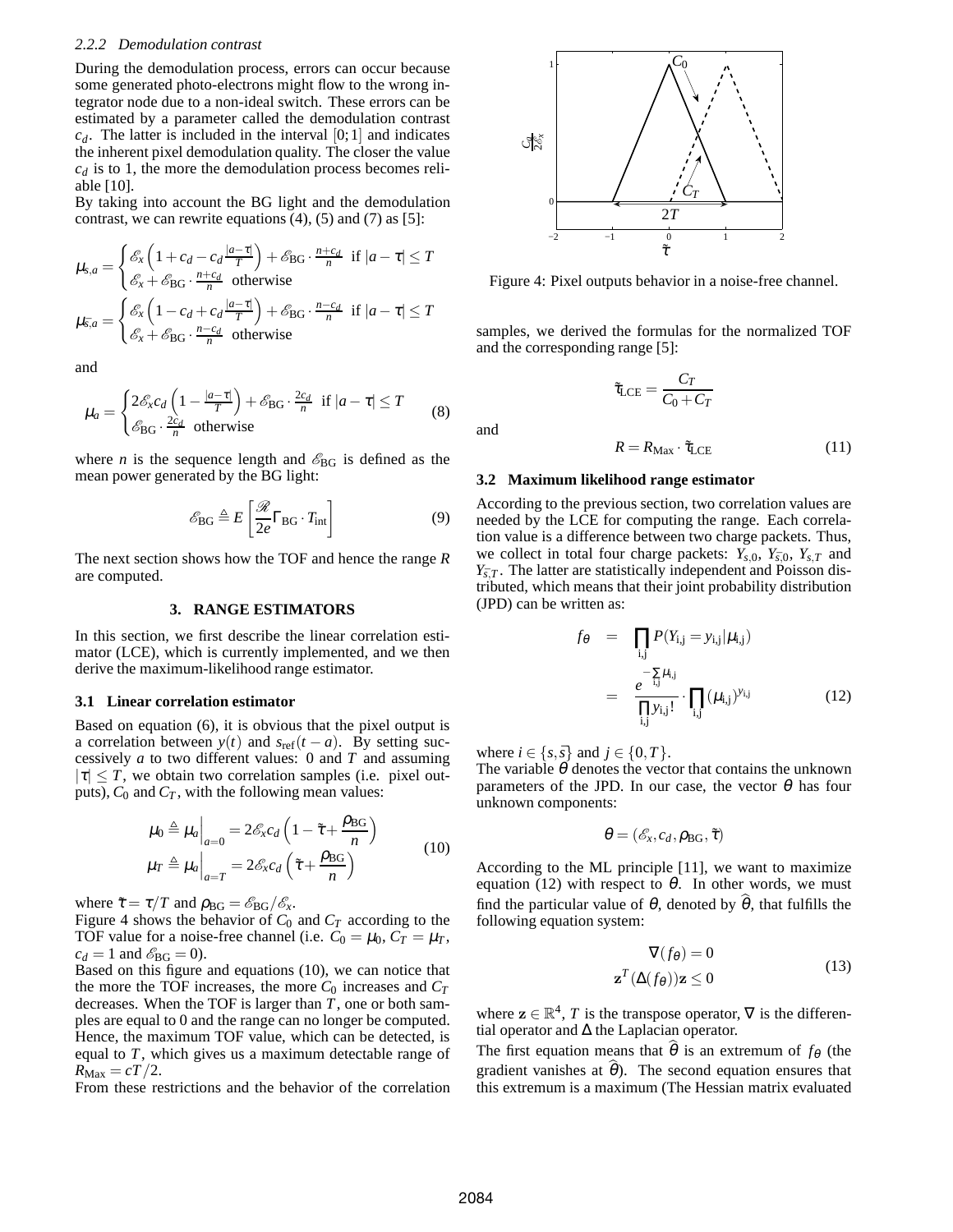### 2.2.2 Demodulation contrast

During the demodulation process, errors can occur because some generated photo-electrons might flow to the wrong integrator node due to a non-ideal switch. These errors can be estimated by a parameter called the demodulation contrast $c_d$. The latter is included in the interval $[0;1]$ and indicates the inherent pixel demodulation quality. The closer the value $c_d$ is to 1, the more the demodulation process becomes reliable [10].

By taking into account the BG light and the demodulation contrast, we can rewrite equations (4), (5) and (7) as [5]:

$$\mu_{s,a} = \begin{cases} \mathscr{E}_x\left(1 + c_d - c_d\frac{|a-\tau|}{T}\right) + \mathscr{E}_{\mathrm{BG}}\cdot\frac{n+c_d}{n} & \text{if } |a-\tau| \leq T \\ \mathscr{E}_x + \mathscr{E}_{\mathrm{BG}}\cdot\frac{n+c_d}{n} & \text{otherwise} \end{cases}$$

$$\mu_{\bar{s},a} = \begin{cases} \mathscr{E}_x\left(1 - c_d + c_d\frac{|a-\tau|}{T}\right) + \mathscr{E}_{\mathrm{BG}}\cdot\frac{n-c_d}{n} & \text{if } |a-\tau| \leq T \\ \mathscr{E}_x + \mathscr{E}_{\mathrm{BG}}\cdot\frac{n-c_d}{n} & \text{otherwise} \end{cases}$$

and

$$\mu_a = \begin{cases} 2\mathscr{E}_x c_d\left(1 - \frac{|a-\tau|}{T}\right) + \mathscr{E}_{\mathrm{BG}}\cdot\frac{2c_d}{n} & \text{if } |a-\tau| \leq T \\ \mathscr{E}_{\mathrm{BG}}\cdot\frac{2c_d}{n} & \text{otherwise} \end{cases} \tag{8}$$

where $n$ is the sequence length and $\mathscr{E}_{\mathrm{BG}}$ is defined as the mean power generated by the BG light:

$$\mathscr{E}_{\mathrm{BG}} \triangleq E\left[\frac{\mathscr{R}}{2e}\Gamma_{\mathrm{BG}}\cdot T_{\mathrm{int}}\right] \tag{9}$$

The next section shows how the TOF and hence the range $R$ are computed.

## 3. RANGE ESTIMATORS

In this section, we first describe the linear correlation estimator (LCE), which is currently implemented, and we then derive the maximum-likelihood range estimator.

### 3.1 Linear correlation estimator

Based on equation (6), it is obvious that the pixel output is a correlation between $y(t)$ and $s_{\mathrm{ref}}(t-a)$. By setting successively $a$ to two different values: 0 and $T$ and assuming $|\tau| \leq T$, we obtain two correlation samples (i.e. pixel outputs), $C_0$ and $C_T$, with the following mean values:

$$\begin{aligned} \mu_0 &\triangleq \mu_a\Big|_{a=0} = 2\mathscr{E}_x c_d\left(1 - \tilde{\tau} + \frac{\rho_{\mathrm{BG}}}{n}\right) \\ \mu_T &\triangleq \mu_a\Big|_{a=T} = 2\mathscr{E}_x c_d\left(\tilde{\tau} + \frac{\rho_{\mathrm{BG}}}{n}\right) \end{aligned} \tag{10}$$

where $\tilde{\tau} = \tau/T$ and $\rho_{\mathrm{BG}} = \mathscr{E}_{\mathrm{BG}}/\mathscr{E}_x$.

Figure 4 shows the behavior of $C_0$ and $C_T$ according to the TOF value for a noise-free channel (i.e. $C_0 = \mu_0$, $C_T = \mu_T$, $c_d = 1$ and $\mathscr{E}_{\mathrm{BG}} = 0$).

Based on this figure and equations (10), we can notice that the more the TOF increases, the more $C_0$ increases and $C_T$ decreases. When the TOF is larger than $T$, one or both samples are equal to 0 and the range can no longer be computed. Hence, the maximum TOF value, which can be detected, is equal to $T$, which gives us a maximum detectable range of $R_{\mathrm{Max}} = cT/2$.

From these restrictions and the behavior of the correlation samples, we derived the formulas for the normalized TOF and the corresponding range [5]:

Figure 4: Pixel outputs behavior in a noise-free channel.

$$\tilde{\tau}_{\mathrm{LCE}} = \frac{C_T}{C_0 + C_T}$$

and

$$R = R_{\mathrm{Max}}\cdot\tilde{\tau}_{\mathrm{LCE}} \tag{11}$$

### 3.2 Maximum likelihood range estimator

According to the previous section, two correlation values are needed by the LCE for computing the range. Each correlation value is a difference between two charge packets. Thus, we collect in total four charge packets: $Y_{s,0}$, $Y_{\bar{s},0}$, $Y_{s,T}$ and $Y_{\bar{s},T}$. The latter are statistically independent and Poisson distributed, which means that their joint probability distribution (JPD) can be written as:

$$\begin{aligned} f_\theta &= \prod_{\mathrm{i,j}} P(Y_{\mathrm{i,j}} = y_{\mathrm{i,j}}|\mu_{\mathrm{i,j}}) \\ &= \frac{e^{-\sum_{\mathrm{i,j}}\mu_{\mathrm{i,j}}}}{\prod_{\mathrm{i,j}} y_{\mathrm{i,j}}!}\cdot\prod_{\mathrm{i,j}}(\mu_{\mathrm{i,j}})^{y_{\mathrm{i,j}}} \end{aligned} \tag{12}$$

where $i \in \{s,\bar{s}\}$ and $j \in \{0,T\}$.

The variable $\theta$ denotes the vector that contains the unknown parameters of the JPD. In our case, the vector $\theta$ has four unknown components:

$$\theta = (\mathscr{E}_x, c_d, \rho_{\mathrm{BG}}, \tilde{\tau})$$

According to the ML principle [11], we want to maximize equation (12) with respect to $\theta$. In other words, we must find the particular value of $\theta$, denoted by $\widehat{\theta}$, that fulfills the following equation system:

$$\begin{aligned} \nabla(f_\theta) &= 0 \\ \mathbf{z}^T(\Delta(f_\theta))\mathbf{z} &\leq 0 \end{aligned} \tag{13}$$

where $\mathbf{z} \in \mathbb{R}^4$, $T$ is the transpose operator, $\nabla$ is the differential operator and $\Delta$ the Laplacian operator.

The first equation means that $\widehat{\theta}$ is an extremum of $f_\theta$ (the gradient vanishes at $\widehat{\theta}$). The second equation ensures that this extremum is a maximum (The Hessian matrix evaluated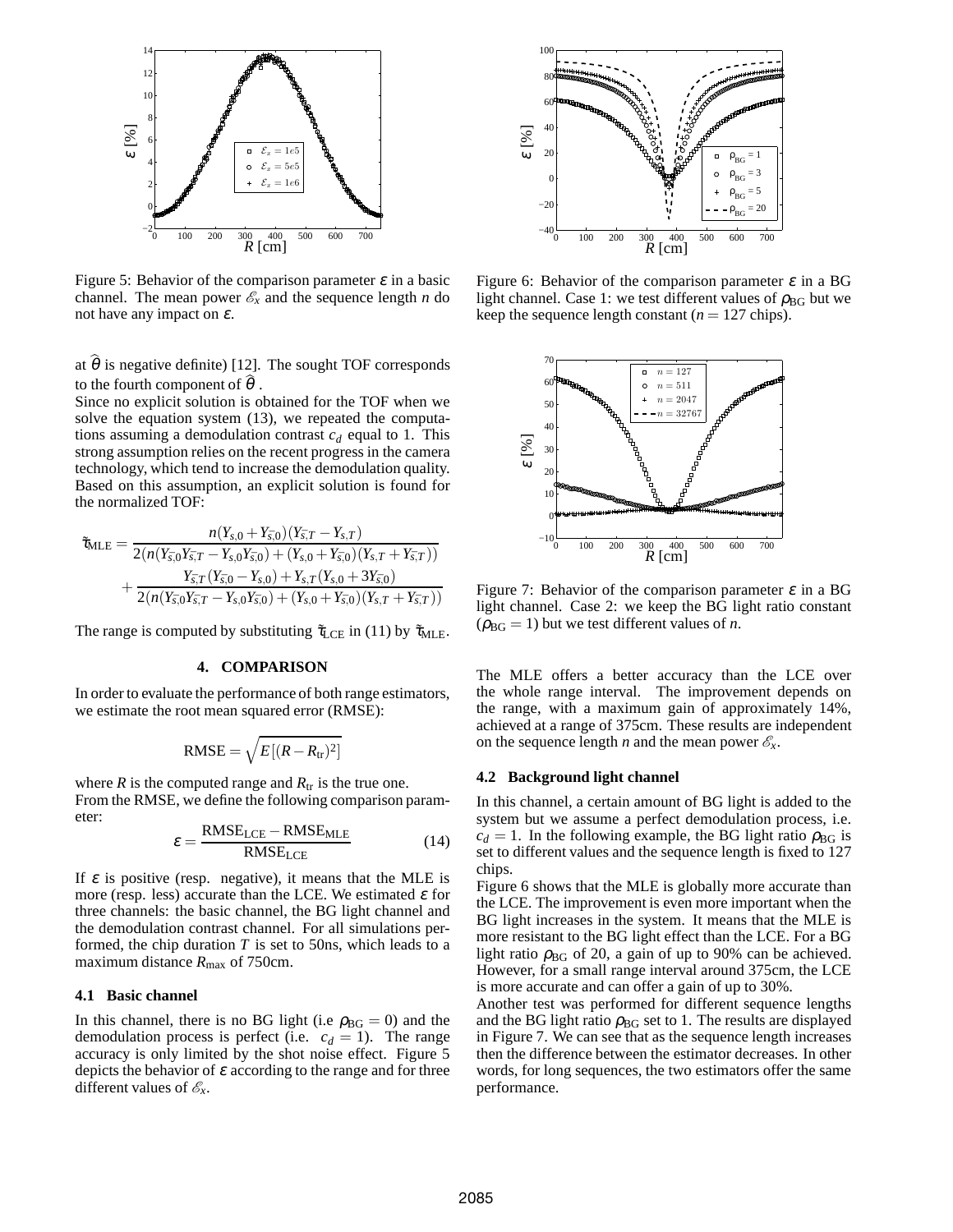Figure 5: Behavior of the comparison parameter $\varepsilon$ in a basic channel. The mean power $\mathscr{E}_x$ and the sequence length $n$ do not have any impact on $\varepsilon$.

at $\widehat{\theta}$ is negative definite) [12]. The sought TOF corresponds to the fourth component of $\widehat{\theta}$.

Since no explicit solution is obtained for the TOF when we solve the equation system (13), we repeated the computations assuming a demodulation contrast $c_d$ equal to 1. This strong assumption relies on the recent progress in the camera technology, which tend to increase the demodulation quality. Based on this assumption, an explicit solution is found for the normalized TOF:

$$\tilde{\tau}_{\mathrm{MLE}} = \frac{n(Y_{s,0}+Y_{\bar{s},0})(Y_{\bar{s},T}-Y_{s,T})}{2(n(Y_{\bar{s},0}Y_{\bar{s},T}-Y_{s,0}Y_{\bar{s},0})+(Y_{s,0}+Y_{\bar{s},0})(Y_{s,T}+Y_{\bar{s},T}))} + \frac{Y_{\bar{s},T}(Y_{\bar{s},0}-Y_{s,0})+Y_{s,T}(Y_{s,0}+3Y_{\bar{s},0})}{2(n(Y_{\bar{s},0}Y_{\bar{s},T}-Y_{s,0}Y_{\bar{s},0})+(Y_{s,0}+Y_{\bar{s},0})(Y_{s,T}+Y_{\bar{s},T}))}$$

The range is computed by substituting $\tilde{\tau}_{\mathrm{LCE}}$ in (11) by $\tilde{\tau}_{\mathrm{MLE}}$.

## 4. COMPARISON

In order to evaluate the performance of both range estimators, we estimate the root mean squared error (RMSE):

$$\mathrm{RMSE} = \sqrt{E\left[(R-R_{\mathrm{tr}})^2\right]}$$

where $R$ is the computed range and $R_{\mathrm{tr}}$ is the true one.

From the RMSE, we define the following comparison parameter:

$$\varepsilon = \frac{\mathrm{RMSE_{LCE}} - \mathrm{RMSE_{MLE}}}{\mathrm{RMSE_{LCE}}} \tag{14}$$

If $\varepsilon$ is positive (resp. negative), it means that the MLE is more (resp. less) accurate than the LCE. We estimated $\varepsilon$ for three channels: the basic channel, the BG light channel and the demodulation contrast channel. For all simulations performed, the chip duration $T$ is set to 50ns, which leads to a maximum distance $R_{\max}$ of 750cm.

### 4.1 Basic channel

In this channel, there is no BG light (i.e $\rho_{\mathrm{BG}} = 0$) and the demodulation process is perfect (i.e. $c_d = 1$). The range accuracy is only limited by the shot noise effect. Figure 5 depicts the behavior of $\varepsilon$ according to the range and for three different values of $\mathscr{E}_x$.

Figure 6: Behavior of the comparison parameter $\varepsilon$ in a BG light channel. Case 1: we test different values of $\rho_{\mathrm{BG}}$ but we keep the sequence length constant ($n = 127$ chips).

Figure 7: Behavior of the comparison parameter $\varepsilon$ in a BG light channel. Case 2: we keep the BG light ratio constant ($\rho_{\mathrm{BG}} = 1$) but we test different values of $n$.

The MLE offers a better accuracy than the LCE over the whole range interval. The improvement depends on the range, with a maximum gain of approximately 14%, achieved at a range of 375cm. These results are independent on the sequence length $n$ and the mean power $\mathscr{E}_x$.

### 4.2 Background light channel

In this channel, a certain amount of BG light is added to the system but we assume a perfect demodulation process, i.e. $c_d = 1$. In the following example, the BG light ratio $\rho_{\mathrm{BG}}$ is set to different values and the sequence length is fixed to 127 chips.

Figure 6 shows that the MLE is globally more accurate than the LCE. The improvement is even more important when the BG light increases in the system. It means that the MLE is more resistant to the BG light effect than the LCE. For a BG light ratio $\rho_{\mathrm{BG}}$ of 20, a gain of up to 90% can be achieved. However, for a small range interval around 375cm, the LCE is more accurate and can offer a gain of up to 30%.

Another test was performed for different sequence lengths and the BG light ratio $\rho_{\mathrm{BG}}$ set to 1. The results are displayed in Figure 7. We can see that as the sequence length increases then the difference between the estimator decreases. In other words, for long sequences, the two estimators offer the same performance.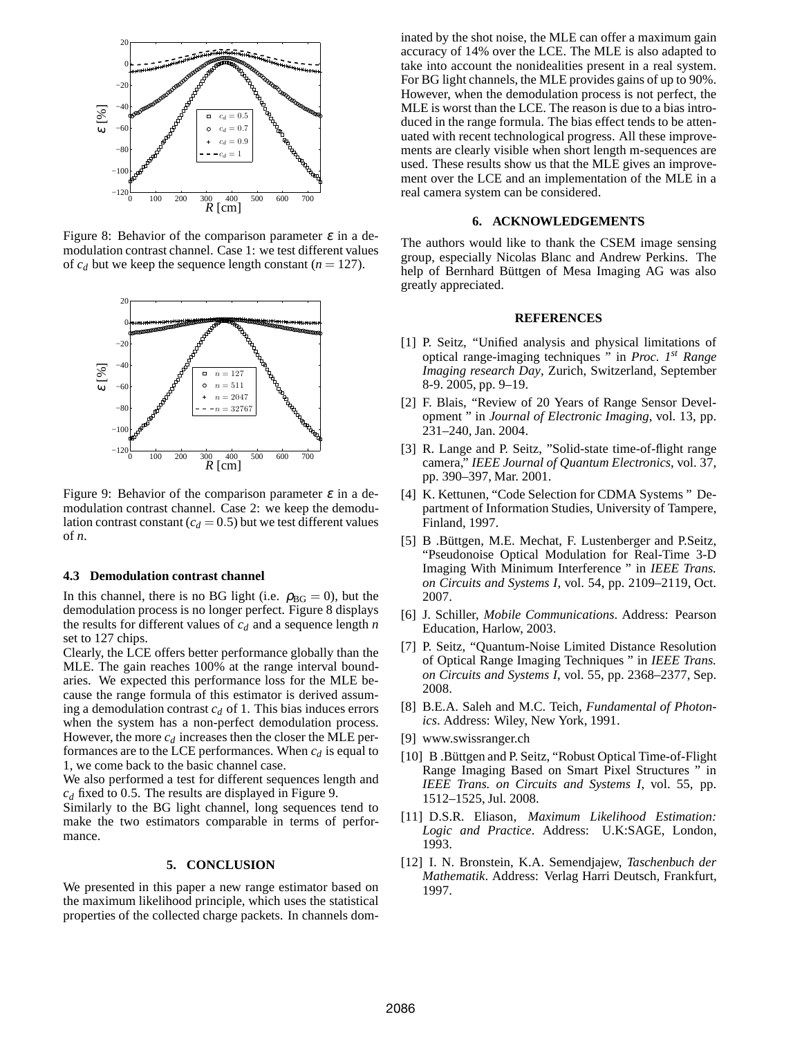20
0
−20
−40
−60
−80
−100
−120
0 100 200 300 400 500 600 700
$R$ [cm]
$\varepsilon$ [%]
$c_d = 0.5$
$c_d = 0.7$
$c_d = 0.9$
$c_d = 1$

Figure 8: Behavior of the comparison parameter $\varepsilon$ in a demodulation contrast channel. Case 1: we test different values of $c_d$ but we keep the sequence length constant ($n = 127$).

20
0
−20
−40
−60
−80
−100
−120
0 100 200 300 400 500 600 700
$R$ [cm]
$\varepsilon$ [%]
$n = 127$
$n = 511$
$n = 2047$
$n = 32767$

Figure 9: Behavior of the comparison parameter $\varepsilon$ in a demodulation contrast channel. Case 2: we keep the demodulation contrast constant ($c_d = 0.5$) but we test different values of $n$.

### 4.3 Demodulation contrast channel

In this channel, there is no BG light (i.e. $\rho_{BG} = 0$), but the demodulation process is no longer perfect. Figure 8 displays the results for different values of $c_d$ and a sequence length $n$ set to 127 chips.

Clearly, the LCE offers better performance globally than the MLE. The gain reaches 100% at the range interval boundaries. We expected this performance loss for the MLE because the range formula of this estimator is derived assuming a demodulation contrast $c_d$ of 1. This bias induces errors when the system has a non-perfect demodulation process. However, the more $c_d$ increases then the closer the MLE performances are to the LCE performances. When $c_d$ is equal to 1, we come back to the basic channel case.

We also performed a test for different sequences length and $c_d$ fixed to 0.5. The results are displayed in Figure 9.

Similarly to the BG light channel, long sequences tend to make the two estimators comparable in terms of performance.

## 5. CONCLUSION

We presented in this paper a new range estimator based on the maximum likelihood principle, which uses the statistical properties of the collected charge packets. In channels dominated by the shot noise, the MLE can offer a maximum gain accuracy of 14% over the LCE. The MLE is also adapted to take into account the nonidealities present in a real system. For BG light channels, the MLE provides gains of up to 90%. However, when the demodulation process is not perfect, the MLE is worst than the LCE. The reason is due to a bias introduced in the range formula. The bias effect tends to be attenuated with recent technological progress. All these improvements are clearly visible when short length m-sequences are used. These results show us that the MLE gives an improvement over the LCE and an implementation of the MLE in a real camera system can be considered.

## 6. ACKNOWLEDGEMENTS

The authors would like to thank the CSEM image sensing group, especially Nicolas Blanc and Andrew Perkins. The help of Bernhard Büttgen of Mesa Imaging AG was also greatly appreciated.

## REFERENCES

[1] P. Seitz, "Unified analysis and physical limitations of optical range-imaging techniques " in *Proc. 1st Range Imaging research Day*, Zurich, Switzerland, September 8-9. 2005, pp. 9–19.

[2] F. Blais, "Review of 20 Years of Range Sensor Development " in *Journal of Electronic Imaging*, vol. 13, pp. 231–240, Jan. 2004.

[3] R. Lange and P. Seitz, "Solid-state time-of-flight range camera," *IEEE Journal of Quantum Electronics*, vol. 37, pp. 390–397, Mar. 2001.

[4] K. Kettunen, "Code Selection for CDMA Systems " Department of Information Studies, University of Tampere, Finland, 1997.

[5] B .Büttgen, M.E. Mechat, F. Lustenberger and P.Seitz, "Pseudonoise Optical Modulation for Real-Time 3-D Imaging With Minimum Interference " in *IEEE Trans. on Circuits and Systems I*, vol. 54, pp. 2109–2119, Oct. 2007.

[6] J. Schiller, *Mobile Communications*. Address: Pearson Education, Harlow, 2003.

[7] P. Seitz, "Quantum-Noise Limited Distance Resolution of Optical Range Imaging Techniques " in *IEEE Trans. on Circuits and Systems I*, vol. 55, pp. 2368–2377, Sep. 2008.

[8] B.E.A. Saleh and M.C. Teich, *Fundamental of Photonics*. Address: Wiley, New York, 1991.

[9] www.swissranger.ch

[10] B .Büttgen and P. Seitz, "Robust Optical Time-of-Flight Range Imaging Based on Smart Pixel Structures " in *IEEE Trans. on Circuits and Systems I*, vol. 55, pp. 1512–1525, Jul. 2008.

[11] D.S.R. Eliason, *Maximum Likelihood Estimation: Logic and Practice*. Address: U.K:SAGE, London, 1993.

[12] I. N. Bronstein, K.A. Semendjajew, *Taschenbuch der Mathematik*. Address: Verlag Harri Deutsch, Frankfurt, 1997.